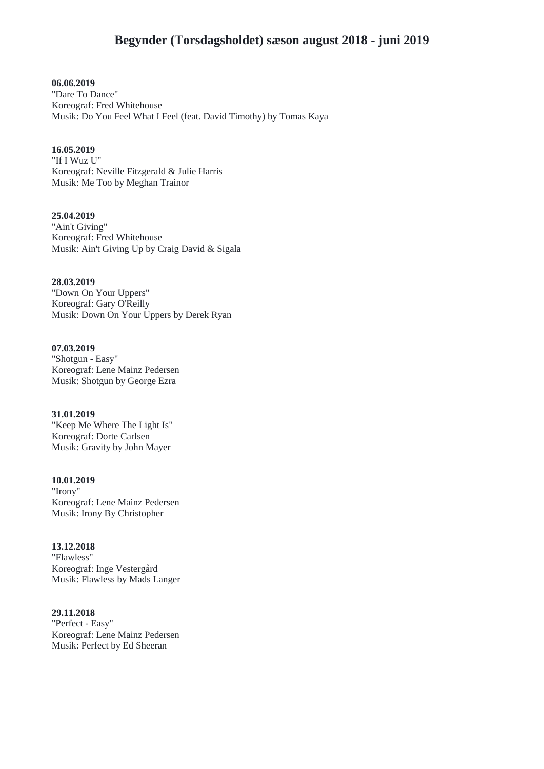# Begynder (Torsdagsholdet) sæson august 2018 - juni 2019

**06.06.2019**
"Dare To Dance"
Koreograf: Fred Whitehouse
Musik: Do You Feel What I Feel (feat. David Timothy) by Tomas Kaya

**16.05.2019**
"If I Wuz U"
Koreograf: Neville Fitzgerald & Julie Harris
Musik: Me Too by Meghan Trainor

**25.04.2019**
"Ain't Giving"
Koreograf: Fred Whitehouse
Musik: Ain't Giving Up by Craig David & Sigala

**28.03.2019**
"Down On Your Uppers"
Koreograf: Gary O'Reilly
Musik: Down On Your Uppers by Derek Ryan

**07.03.2019**
"Shotgun - Easy"
Koreograf: Lene Mainz Pedersen
Musik: Shotgun by George Ezra

**31.01.2019**
"Keep Me Where The Light Is"
Koreograf: Dorte Carlsen
Musik: Gravity by John Mayer

**10.01.2019**
"Irony"
Koreograf: Lene Mainz Pedersen
Musik: Irony By Christopher

**13.12.2018**
"Flawless"
Koreograf: Inge Vestergård
Musik: Flawless by Mads Langer

**29.11.2018**
"Perfect - Easy"
Koreograf: Lene Mainz Pedersen
Musik: Perfect by Ed Sheeran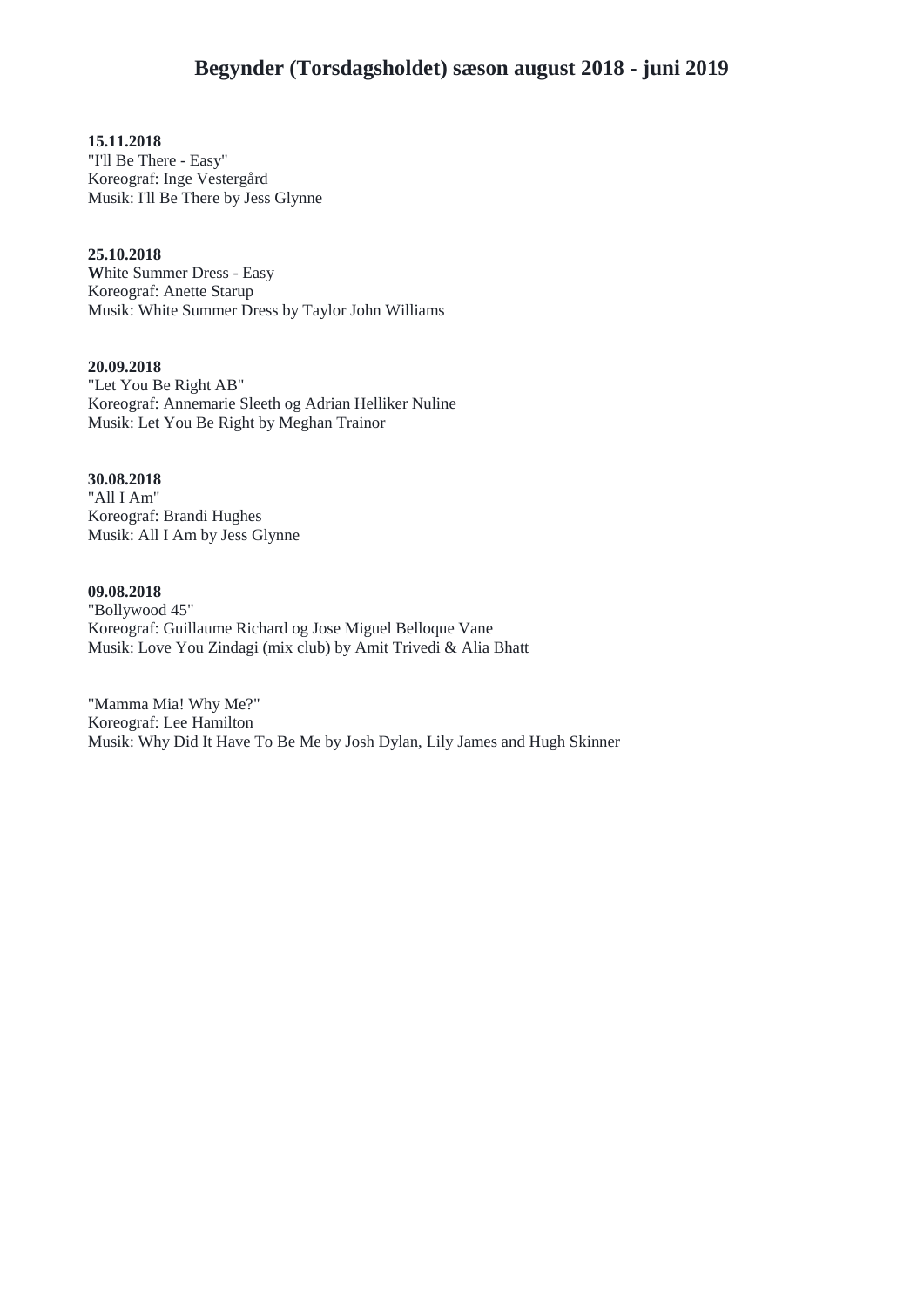# Begynder (Torsdagsholdet) sæson august 2018 - juni 2019

**15.11.2018**
"I'll Be There - Easy"
Koreograf: Inge Vestergård
Musik: I'll Be There by Jess Glynne

**25.10.2018**
**W**hite Summer Dress - Easy
Koreograf: Anette Starup
Musik: White Summer Dress by Taylor John Williams

**20.09.2018**
"Let You Be Right AB"
Koreograf: Annemarie Sleeth og Adrian Helliker Nuline
Musik: Let You Be Right by Meghan Trainor

**30.08.2018**
"All I Am"
Koreograf: Brandi Hughes
Musik: All I Am by Jess Glynne

**09.08.2018**
"Bollywood 45"
Koreograf: Guillaume Richard og Jose Miguel Belloque Vane
Musik: Love You Zindagi (mix club) by Amit Trivedi & Alia Bhatt

"Mamma Mia! Why Me?"
Koreograf: Lee Hamilton
Musik: Why Did It Have To Be Me by Josh Dylan, Lily James and Hugh Skinner